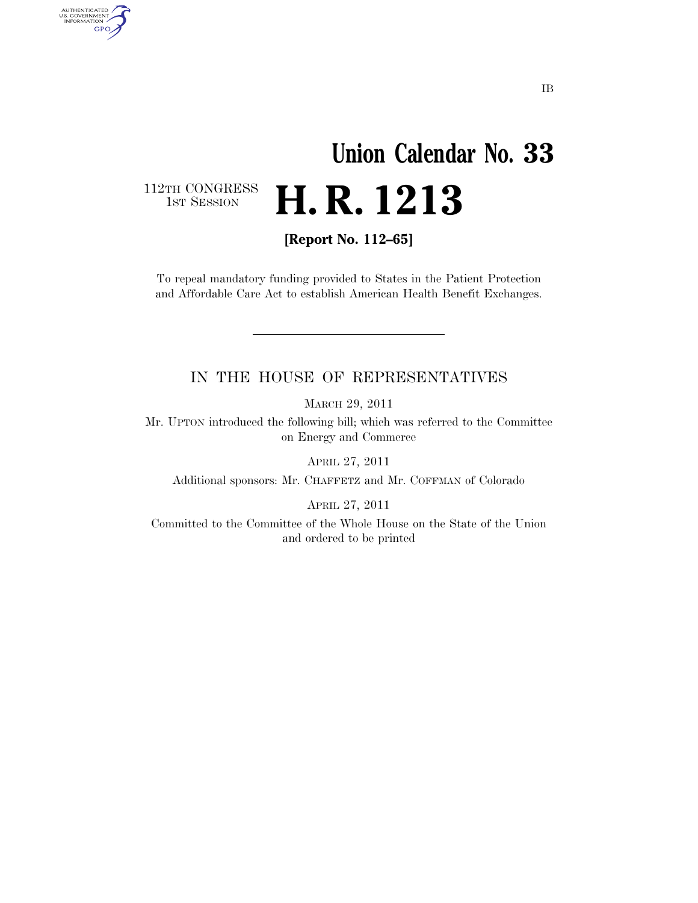IB

# Union Calendar No. 33

112TH CONGRESS
1ST SESSION

# H. R. 1213

**[Report No. 112–65]**

To repeal mandatory funding provided to States in the Patient Protection and Affordable Care Act to establish American Health Benefit Exchanges.

---

## IN THE HOUSE OF REPRESENTATIVES

MARCH 29, 2011

Mr. UPTON introduced the following bill; which was referred to the Committee on Energy and Commerce

APRIL 27, 2011

Additional sponsors: Mr. CHAFFETZ and Mr. COFFMAN of Colorado

APRIL 27, 2011

Committed to the Committee of the Whole House on the State of the Union and ordered to be printed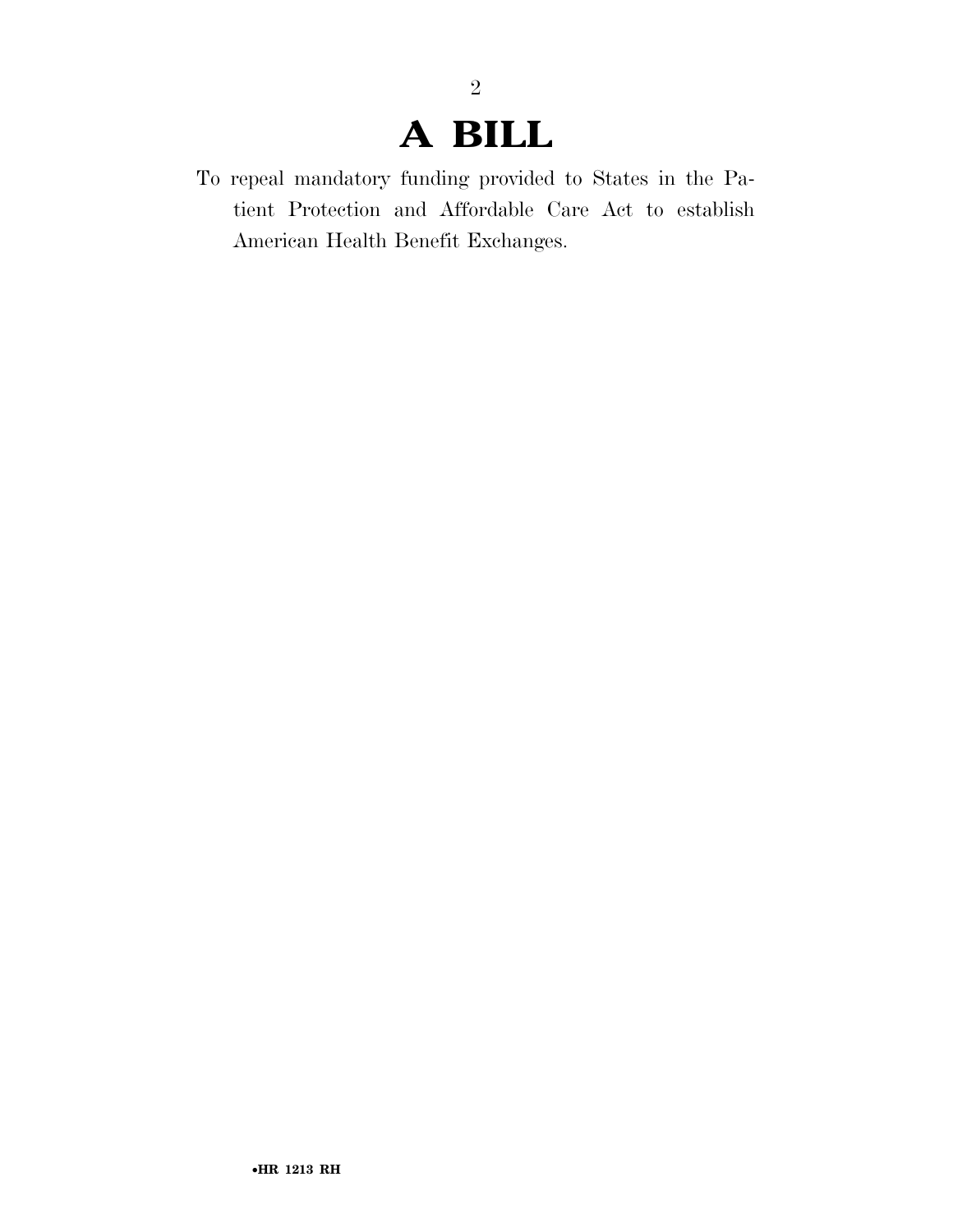# A BILL

To repeal mandatory funding provided to States in the Patient Protection and Affordable Care Act to establish American Health Benefit Exchanges.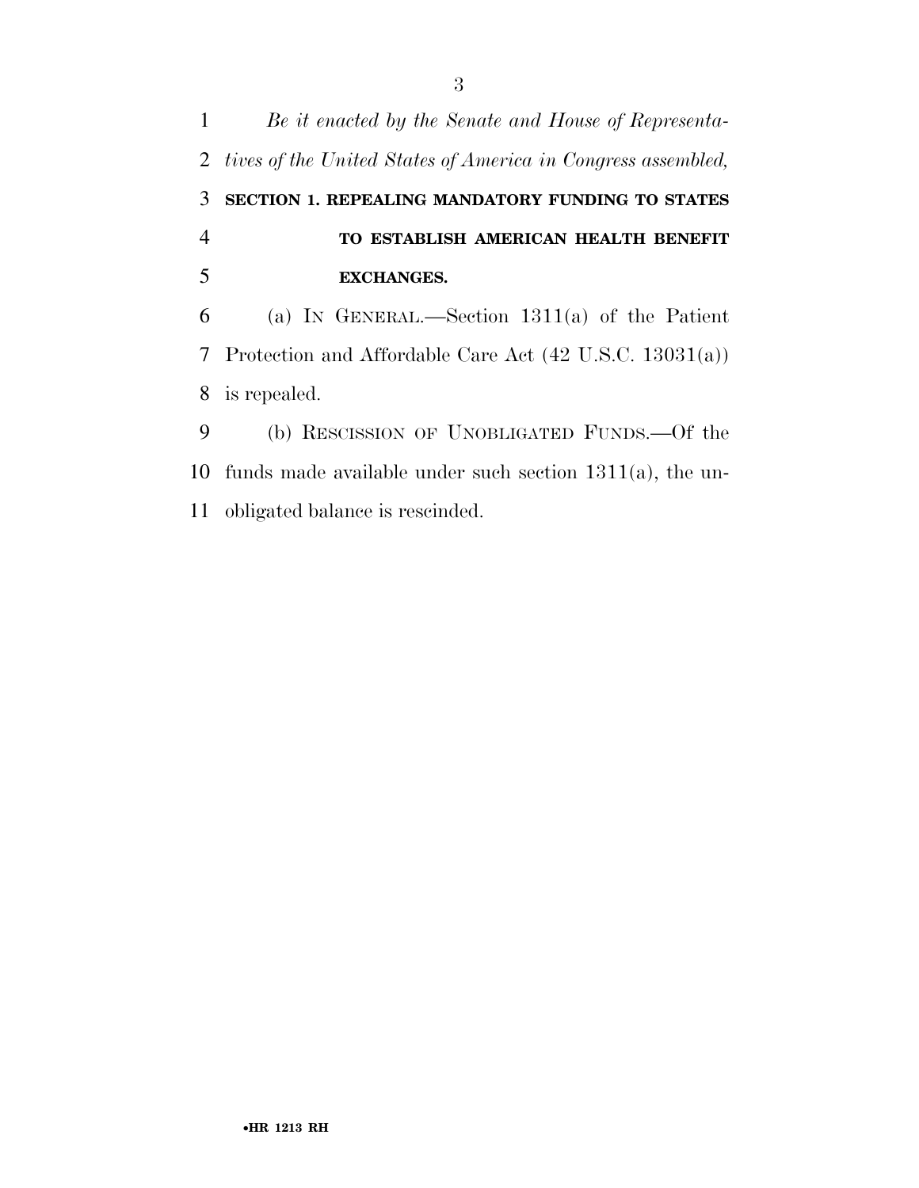*Be it enacted by the Senate and House of Representatives of the United States of America in Congress assembled,*

**SECTION 1. REPEALING MANDATORY FUNDING TO STATES TO ESTABLISH AMERICAN HEALTH BENEFIT EXCHANGES.**

(a) IN GENERAL.—Section 1311(a) of the Patient Protection and Affordable Care Act (42 U.S.C. 13031(a)) is repealed.

(b) RESCISSION OF UNOBLIGATED FUNDS.—Of the funds made available under such section 1311(a), the unobligated balance is rescinded.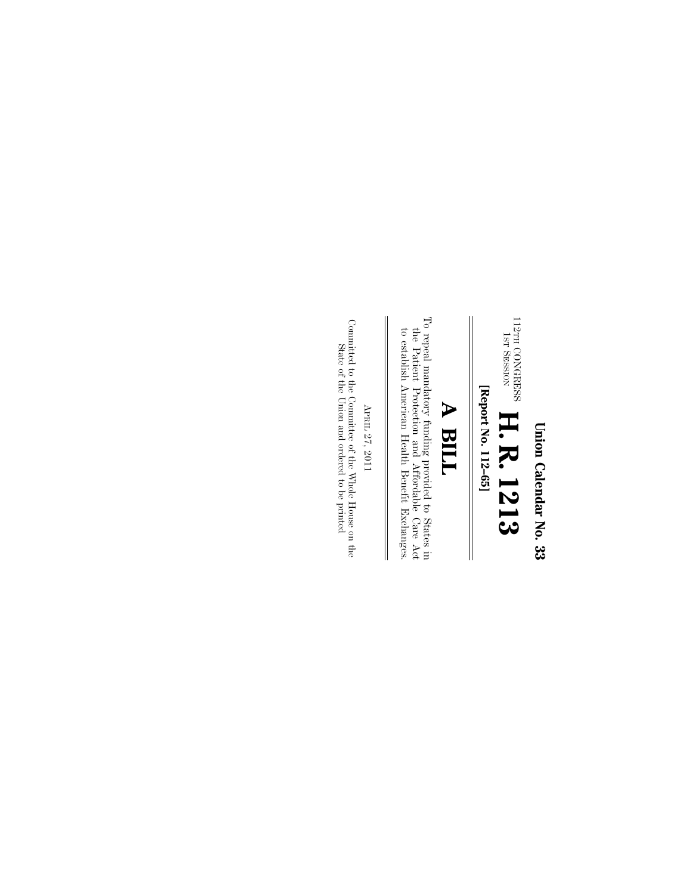# Union Calendar No. 33

112TH CONGRESS
1ST SESSION

# H. R. 1213

**[Report No. 112–65]**

---

# A BILL

To repeal mandatory funding provided to States in the Patient Protection and Affordable Care Act to establish American Health Benefit Exchanges.

---

APRIL 27, 2011

Committed to the Committee of the Whole House on the State of the Union and ordered to be printed